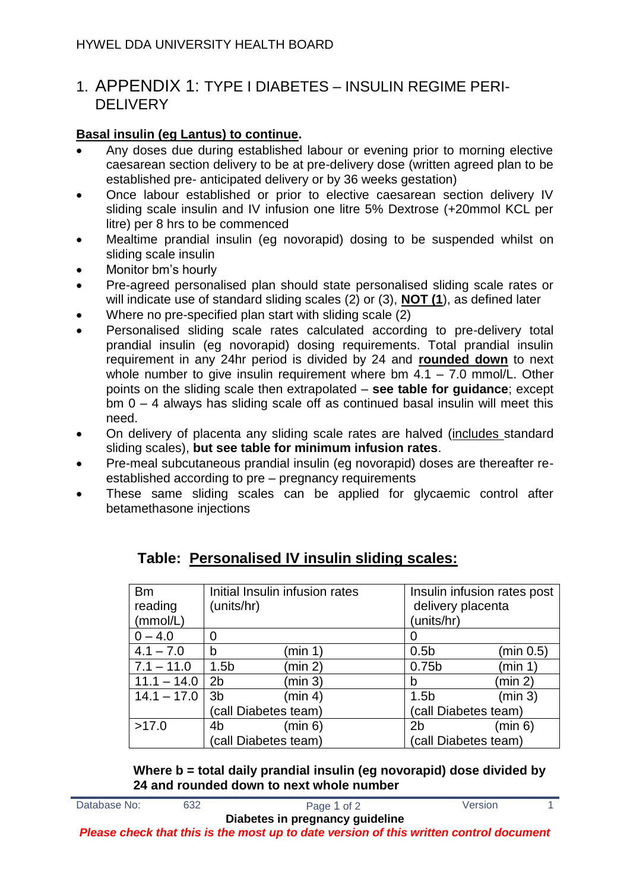# 1. APPENDIX 1: TYPE I DIABETES – INSULIN REGIME PERI-DELIVERY

**Basal insulin (eg Lantus) to continue.**

- Any doses due during established labour or evening prior to morning elective caesarean section delivery to be at pre-delivery dose (written agreed plan to be established pre- anticipated delivery or by 36 weeks gestation)
- Once labour established or prior to elective caesarean section delivery IV sliding scale insulin and IV infusion one litre 5% Dextrose (+20mmol KCL per litre) per 8 hrs to be commenced
- Mealtime prandial insulin (eg novorapid) dosing to be suspended whilst on sliding scale insulin
- Monitor bm's hourly
- Pre-agreed personalised plan should state personalised sliding scale rates or will indicate use of standard sliding scales (2) or (3), **NOT (1)**, as defined later
- Where no pre-specified plan start with sliding scale (2)
- Personalised sliding scale rates calculated according to pre-delivery total prandial insulin (eg novorapid) dosing requirements. Total prandial insulin requirement in any 24hr period is divided by 24 and **rounded down** to next whole number to give insulin requirement where bm 4.1 – 7.0 mmol/L. Other points on the sliding scale then extrapolated – **see table for guidance**; except bm 0 – 4 always has sliding scale off as continued basal insulin will meet this need.
- On delivery of placenta any sliding scale rates are halved (includes standard sliding scales), **but see table for minimum infusion rates**.
- Pre-meal subcutaneous prandial insulin (eg novorapid) doses are thereafter re-established according to pre – pregnancy requirements
- These same sliding scales can be applied for glycaemic control after betamethasone injections

## Table: Personalised IV insulin sliding scales:

| Bm reading (mmol/L) | Initial Insulin infusion rates (units/hr) | | Insulin infusion rates post delivery placenta (units/hr) | |
|---|---|---|---|---|
| 0 – 4.0 | 0 | | 0 | |
| 4.1 – 7.0 | b | (min 1) | 0.5b | (min 0.5) |
| 7.1 – 11.0 | 1.5b | (min 2) | 0.75b | (min 1) |
| 11.1 – 14.0 | 2b | (min 3) | b | (min 2) |
| 14.1 – 17.0 | 3b (call Diabetes team) | (min 4) | 1.5b (call Diabetes team) | (min 3) |
| >17.0 | 4b (call Diabetes team) | (min 6) | 2b (call Diabetes team) | (min 6) |

**Where b = total daily prandial insulin (eg novorapid) dose divided by 24 and rounded down to next whole number**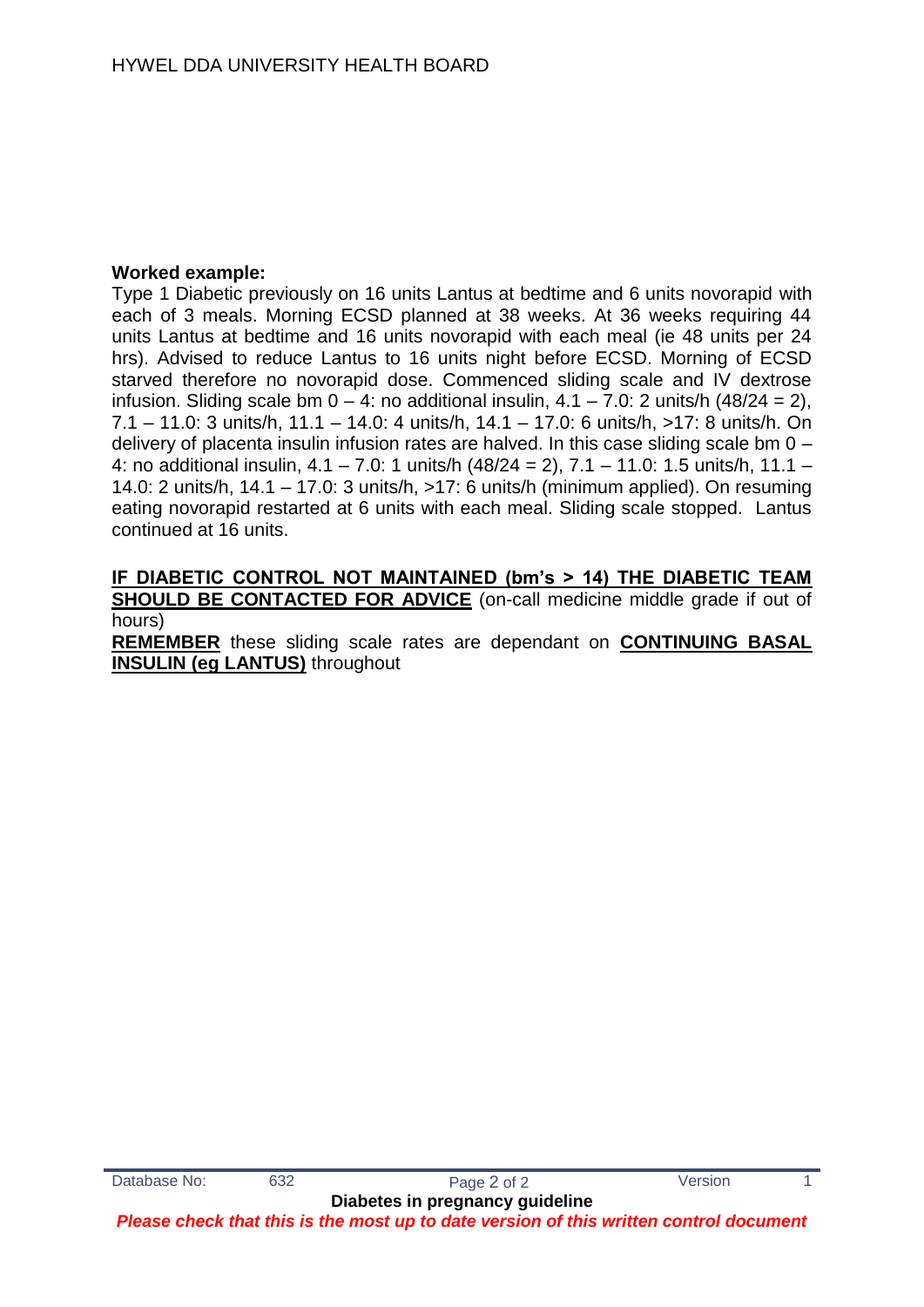**Worked example:**

Type 1 Diabetic previously on 16 units Lantus at bedtime and 6 units novorapid with each of 3 meals. Morning ECSD planned at 38 weeks. At 36 weeks requiring 44 units Lantus at bedtime and 16 units novorapid with each meal (ie 48 units per 24 hrs). Advised to reduce Lantus to 16 units night before ECSD. Morning of ECSD starved therefore no novorapid dose. Commenced sliding scale and IV dextrose infusion. Sliding scale bm 0 – 4: no additional insulin, 4.1 – 7.0: 2 units/h (48/24 = 2), 7.1 – 11.0: 3 units/h, 11.1 – 14.0: 4 units/h, 14.1 – 17.0: 6 units/h, >17: 8 units/h. On delivery of placenta insulin infusion rates are halved. In this case sliding scale bm 0 – 4: no additional insulin, 4.1 – 7.0: 1 units/h (48/24 = 2), 7.1 – 11.0: 1.5 units/h, 11.1 – 14.0: 2 units/h, 14.1 – 17.0: 3 units/h, >17: 6 units/h (minimum applied). On resuming eating novorapid restarted at 6 units with each meal. Sliding scale stopped. Lantus continued at 16 units.

**IF DIABETIC CONTROL NOT MAINTAINED (bm's > 14) THE DIABETIC TEAM SHOULD BE CONTACTED FOR ADVICE** (on-call medicine middle grade if out of hours)

**REMEMBER** these sliding scale rates are dependant on **CONTINUING BASAL INSULIN (eg LANTUS)** throughout